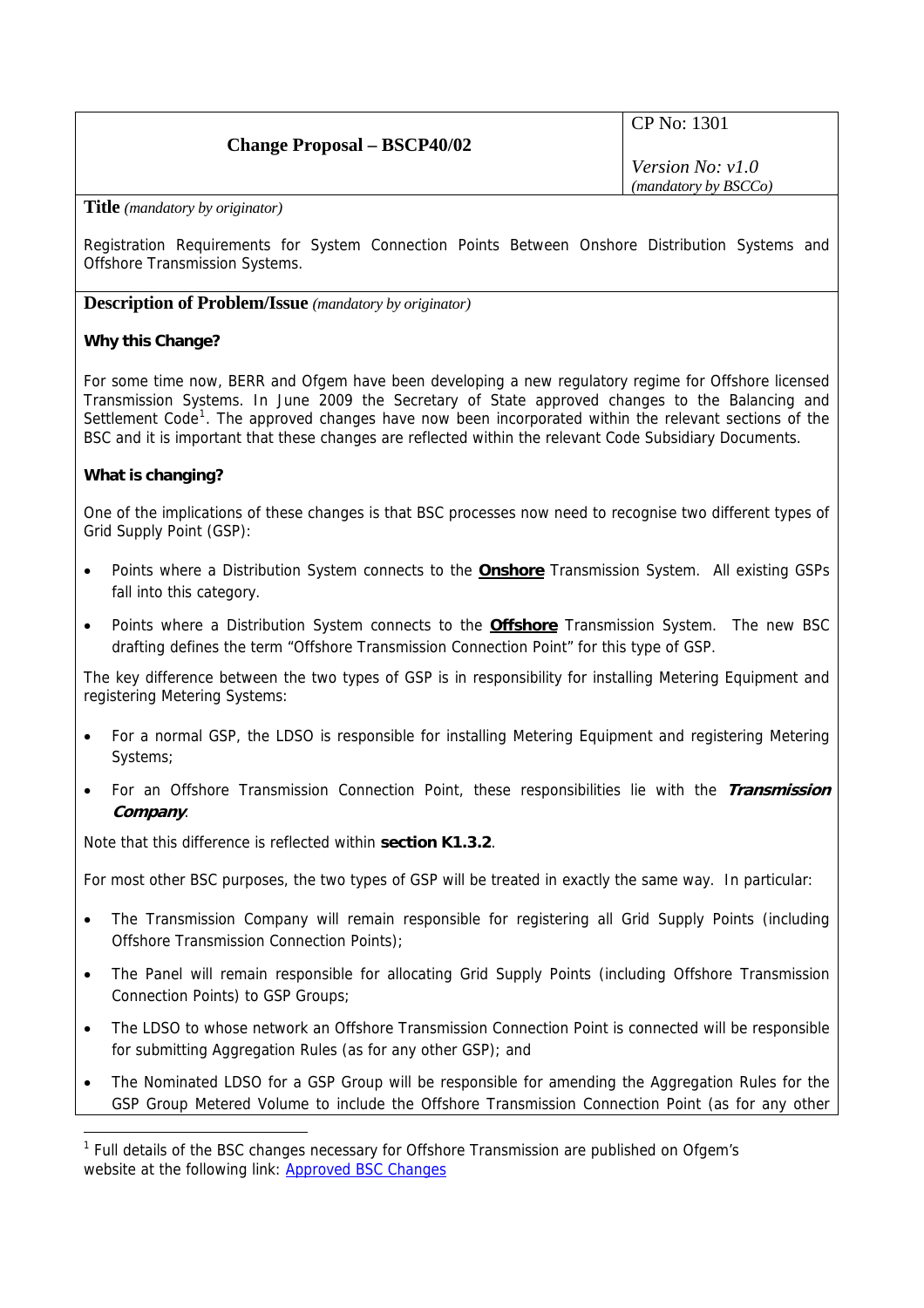| Change Proposal – BSCP40/02 | CP No: 1301<br><br>*Version No: v1.0*<br>*(mandatory by BSCCo)* |
|---|---|

**Title** *(mandatory by originator)*

Registration Requirements for System Connection Points Between Onshore Distribution Systems and Offshore Transmission Systems.

**Description of Problem/Issue** *(mandatory by originator)*

**Why this Change?**

For some time now, BERR and Ofgem have been developing a new regulatory regime for Offshore licensed Transmission Systems. In June 2009 the Secretary of State approved changes to the Balancing and Settlement Code[1]. The approved changes have now been incorporated within the relevant sections of the BSC and it is important that these changes are reflected within the relevant Code Subsidiary Documents.

**What is changing?**

One of the implications of these changes is that BSC processes now need to recognise two different types of Grid Supply Point (GSP):

- Points where a Distribution System connects to the **Onshore** Transmission System. All existing GSPs fall into this category.
- Points where a Distribution System connects to the **Offshore** Transmission System. The new BSC drafting defines the term "Offshore Transmission Connection Point" for this type of GSP.

The key difference between the two types of GSP is in responsibility for installing Metering Equipment and registering Metering Systems:

- For a normal GSP, the LDSO is responsible for installing Metering Equipment and registering Metering Systems;
- For an Offshore Transmission Connection Point, these responsibilities lie with the ***Transmission Company***.

Note that this difference is reflected within **section K1.3.2**.

For most other BSC purposes, the two types of GSP will be treated in exactly the same way. In particular:

- The Transmission Company will remain responsible for registering all Grid Supply Points (including Offshore Transmission Connection Points);
- The Panel will remain responsible for allocating Grid Supply Points (including Offshore Transmission Connection Points) to GSP Groups;
- The LDSO to whose network an Offshore Transmission Connection Point is connected will be responsible for submitting Aggregation Rules (as for any other GSP); and
- The Nominated LDSO for a GSP Group will be responsible for amending the Aggregation Rules for the GSP Group Metered Volume to include the Offshore Transmission Connection Point (as for any other

[1] Full details of the BSC changes necessary for Offshore Transmission are published on Ofgem's website at the following link: Approved BSC Changes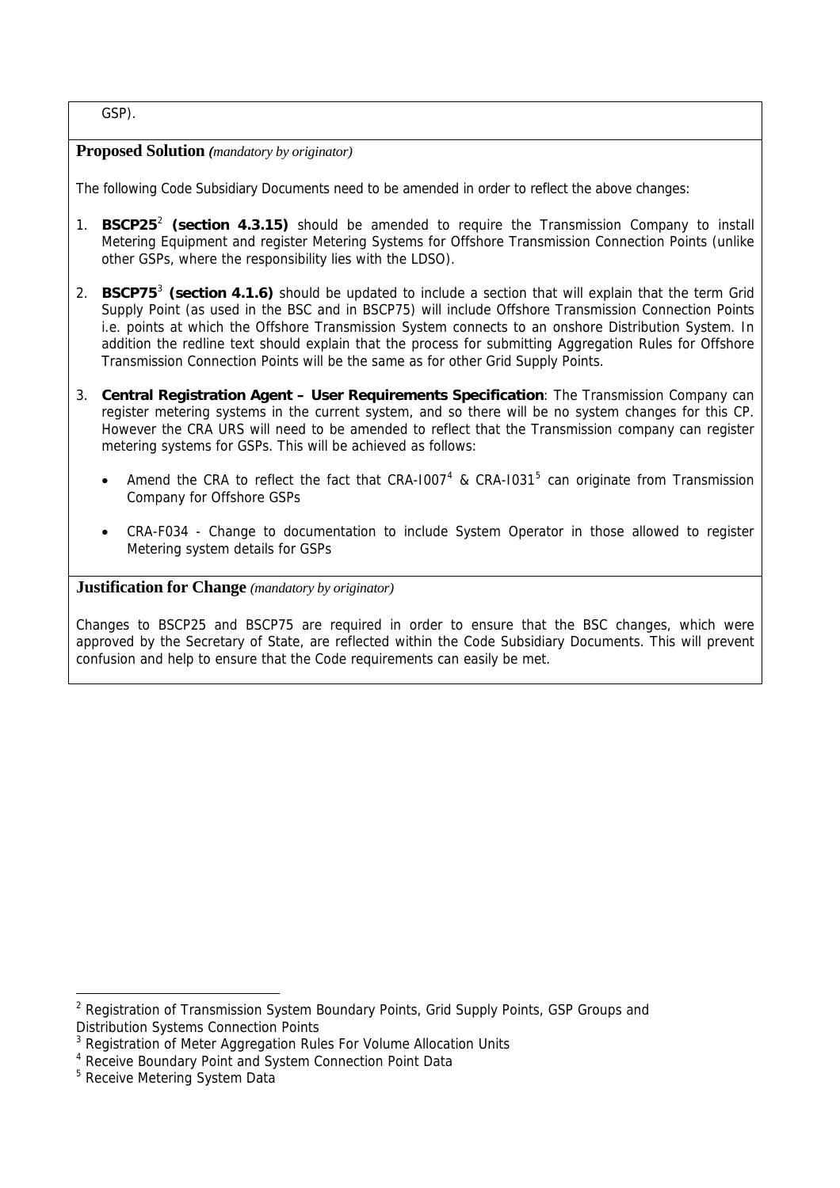GSP).

**Proposed Solution** *(mandatory by originator)*

The following Code Subsidiary Documents need to be amended in order to reflect the above changes:

1. **BSCP25**[2] **(section 4.3.15)** should be amended to require the Transmission Company to install Metering Equipment and register Metering Systems for Offshore Transmission Connection Points (unlike other GSPs, where the responsibility lies with the LDSO).

2. **BSCP75**[3] **(section 4.1.6)** should be updated to include a section that will explain that the term Grid Supply Point (as used in the BSC and in BSCP75) will include Offshore Transmission Connection Points i.e. points at which the Offshore Transmission System connects to an onshore Distribution System. In addition the redline text should explain that the process for submitting Aggregation Rules for Offshore Transmission Connection Points will be the same as for other Grid Supply Points.

3. **Central Registration Agent – User Requirements Specification**: The Transmission Company can register metering systems in the current system, and so there will be no system changes for this CP. However the CRA URS will need to be amended to reflect that the Transmission company can register metering systems for GSPs. This will be achieved as follows:

   - Amend the CRA to reflect the fact that CRA-I007[4] & CRA-I031[5] can originate from Transmission Company for Offshore GSPs
   - CRA-F034 - Change to documentation to include System Operator in those allowed to register Metering system details for GSPs

**Justification for Change** *(mandatory by originator)*

Changes to BSCP25 and BSCP75 are required in order to ensure that the BSC changes, which were approved by the Secretary of State, are reflected within the Code Subsidiary Documents. This will prevent confusion and help to ensure that the Code requirements can easily be met.

---

[2] Registration of Transmission System Boundary Points, Grid Supply Points, GSP Groups and Distribution Systems Connection Points

[3] Registration of Meter Aggregation Rules For Volume Allocation Units

[4] Receive Boundary Point and System Connection Point Data

[5] Receive Metering System Data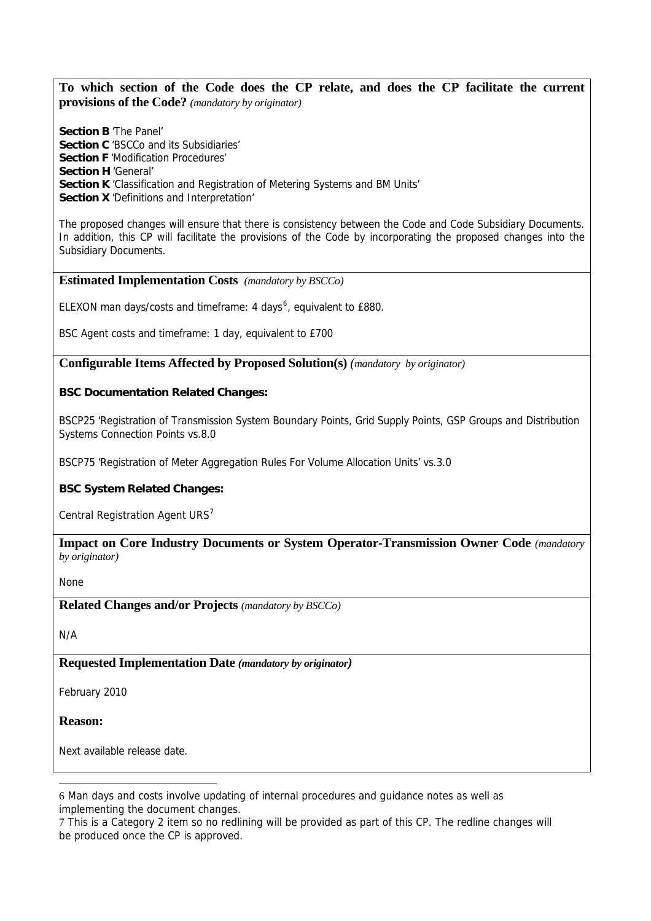**To which section of the Code does the CP relate, and does the CP facilitate the current provisions of the Code?** *(mandatory by originator)*

**Section B** 'The Panel'
**Section C** 'BSCCo and its Subsidiaries'
**Section F** 'Modification Procedures'
**Section H** 'General'
**Section K** 'Classification and Registration of Metering Systems and BM Units'
**Section X** 'Definitions and Interpretation'

The proposed changes will ensure that there is consistency between the Code and Code Subsidiary Documents. In addition, this CP will facilitate the provisions of the Code by incorporating the proposed changes into the Subsidiary Documents.

**Estimated Implementation Costs** *(mandatory by BSCCo)*

ELEXON man days/costs and timeframe: 4 days[6], equivalent to £880.

BSC Agent costs and timeframe: 1 day, equivalent to £700

**Configurable Items Affected by Proposed Solution(s)** *(mandatory by originator)*

**BSC Documentation Related Changes:**

BSCP25 'Registration of Transmission System Boundary Points, Grid Supply Points, GSP Groups and Distribution Systems Connection Points vs.8.0

BSCP75 'Registration of Meter Aggregation Rules For Volume Allocation Units' vs.3.0

**BSC System Related Changes:**

Central Registration Agent URS[7]

**Impact on Core Industry Documents or System Operator-Transmission Owner Code** *(mandatory by originator)*

None

**Related Changes and/or Projects** *(mandatory by BSCCo)*

N/A

**Requested Implementation Date** ***(mandatory by originator)***

February 2010

**Reason:**

Next available release date.

---

6 Man days and costs involve updating of internal procedures and guidance notes as well as implementing the document changes.

7 This is a Category 2 item so no redlining will be provided as part of this CP. The redline changes will be produced once the CP is approved.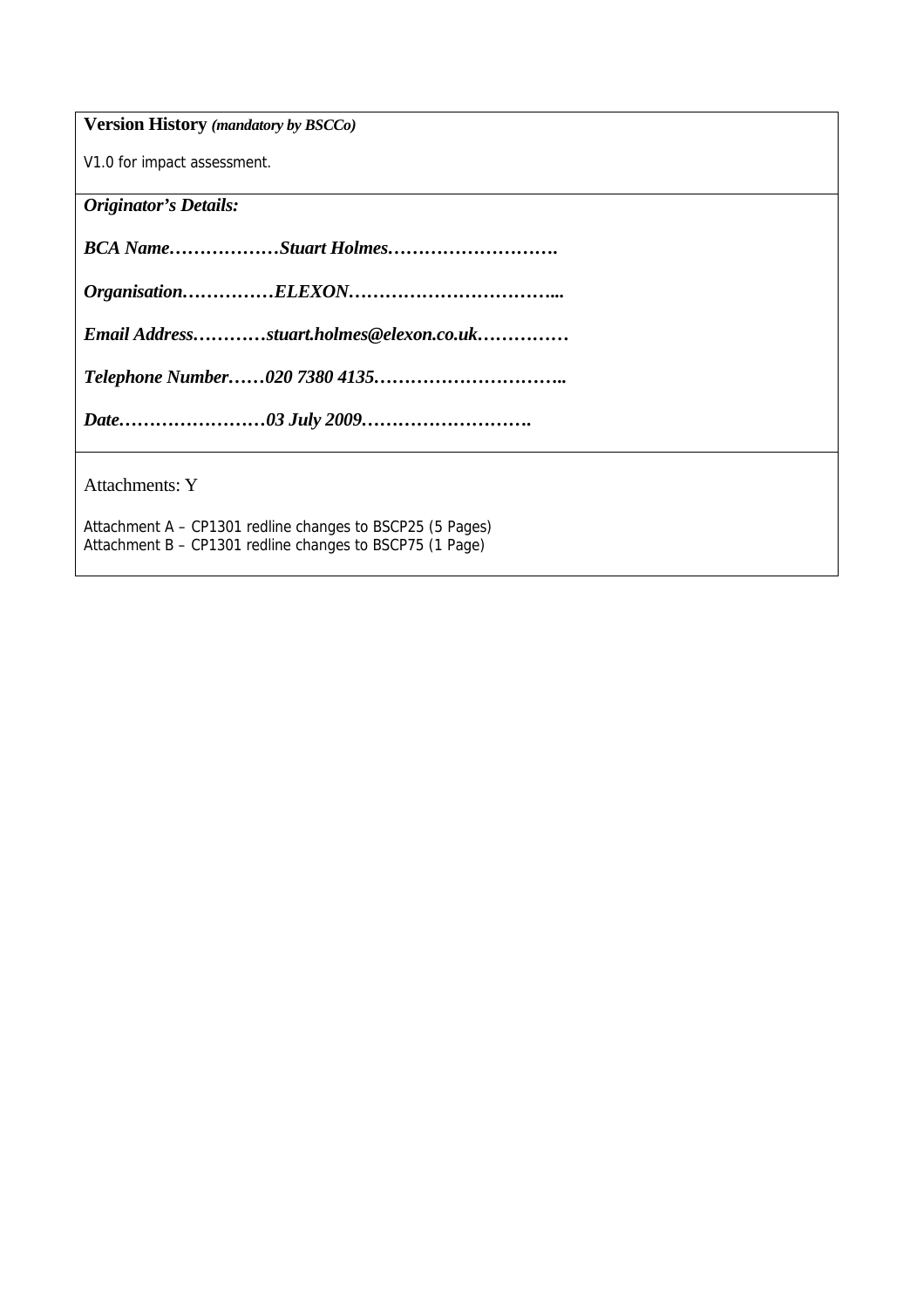**Version History** ***(mandatory by BSCCo)***

V1.0 for impact assessment.

***Originator's Details:***

***BCA Name………………Stuart Holmes……………………….***

***Organisation……………ELEXON……………………………...***

***Email Address…………stuart.holmes@elexon.co.uk……………***

***Telephone Number……020 7380 4135…………………………..***

***Date……………………03 July 2009……………………….***

Attachments: Y

Attachment A – CP1301 redline changes to BSCP25 (5 Pages)
Attachment B – CP1301 redline changes to BSCP75 (1 Page)